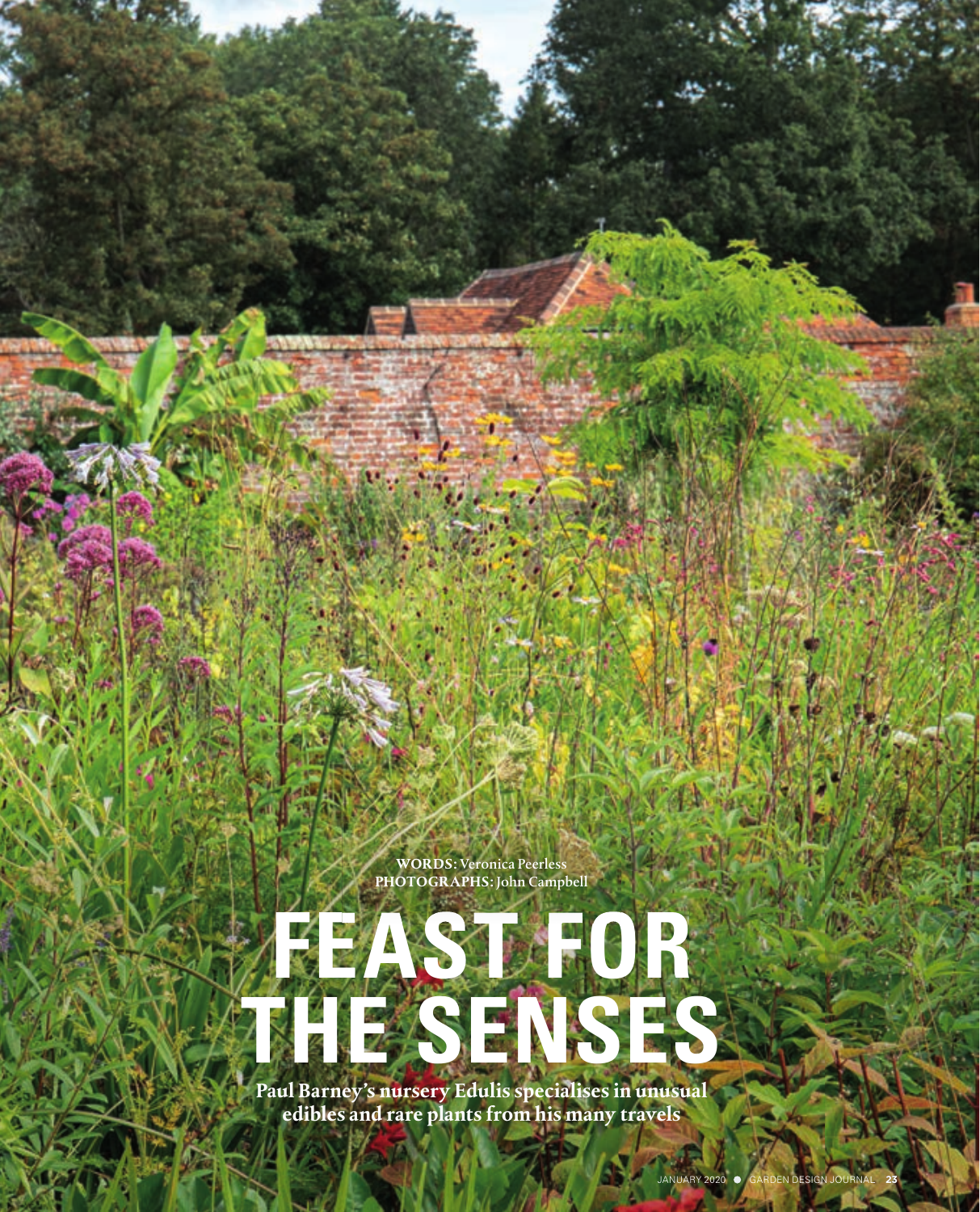WORDS: Veronica Peerless
PHOTOGRAPHS: John Campbell

# FEAST FOR THE SENSES

**Paul Barney's nursery Edulis specialises in unusual edibles and rare plants from his many travels**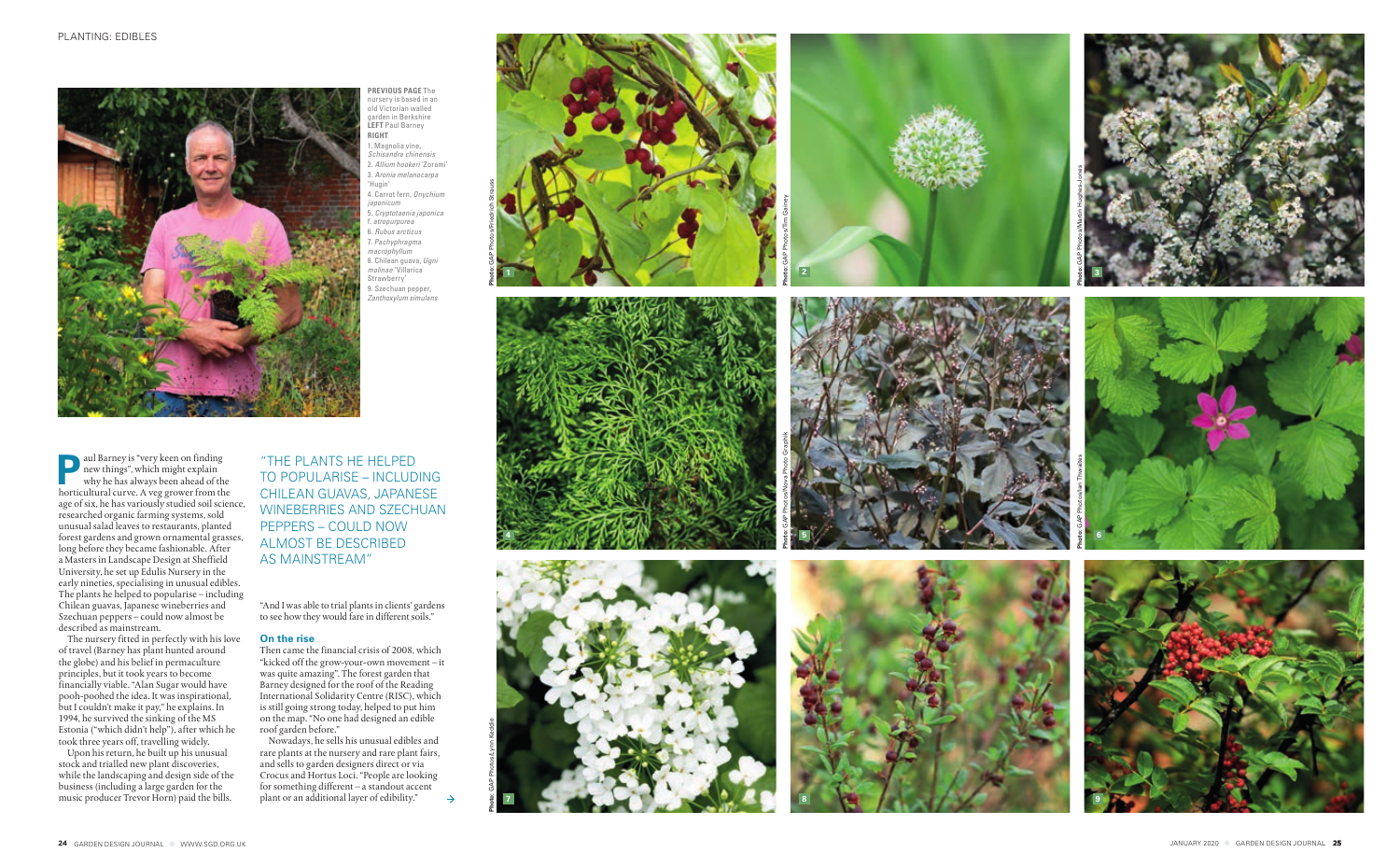**PREVIOUS PAGE** The nursery is based in an old Victorian walled garden in Berkshire
**LEFT** Paul Barney
**RIGHT**
1. Magnolia vine, *Schisandra chinensis*
2. *Allium hookeri* 'Zorami'
3. *Aronia melanocarpa* 'Hugin'
4. Carrot fern, *Onychium japonicum*
5. *Cryptotaenia japonica* f. *atropurpurea*
6. *Rubus arcticus*
7. *Pachyphragma macrophyllum*
8. Chilean guava, *Ugni molinae* 'Villarica Strawberry'
9. Szechuan pepper, *Zanthoxylum simulans*

Paul Barney is "very keen on finding new things", which might explain why he has always been ahead of the horticultural curve. A veg grower from the age of six, he has variously studied soil science, researched organic farming systems, sold unusual salad leaves to restaurants, planted forest gardens and grown ornamental grasses, long before they became fashionable. After a Masters in Landscape Design at Sheffield University, he set up Edulis Nursery in the early nineties, specialising in unusual edibles. The plants he helped to popularise – including Chilean guavas, Japanese wineberries and Szechuan peppers – could now almost be described as mainstream.

The nursery fitted in perfectly with his love of travel (Barney has plant hunted around the globe) and his belief in permaculture principles, but it took years to become financially viable. "Alan Sugar would have pooh-poohed the idea. It was inspirational, but I couldn't make it pay," he explains. In 1994, he survived the sinking of the MS Estonia ("which didn't help"), after which he took three years off, travelling widely.

Upon his return, he built up his unusual stock and trialled new plant discoveries, while the landscaping and design side of the business (including a large garden for the music producer Trevor Horn) paid the bills.

> "THE PLANTS HE HELPED TO POPULARISE – INCLUDING CHILEAN GUAVAS, JAPANESE WINEBERRIES AND SZECHUAN PEPPERS – COULD NOW ALMOST BE DESCRIBED AS MAINSTREAM"

"And I was able to trial plants in clients' gardens to see how they would fare in different soils."

### On the rise

Then came the financial crisis of 2008, which "kicked off the grow-your-own movement – it was quite amazing". The forest garden that Barney designed for the roof of the Reading International Solidarity Centre (RISC), which is still going strong today, helped to put him on the map. "No one had designed an edible roof garden before."

Nowadays, he sells his unusual edibles and rare plants at the nursery and rare plant fairs, and sells to garden designers direct or via Crocus and Hortus Loci. "People are looking for something different – a standout accent plant or an additional layer of edibility." →

Photo: GAP Photos/Friedrich Strauss
Photo: GAP Photos/Tim Gainey
Photo: GAP Photos/Martin Hughes-Jones
Photo: GAP Photos/Nova Photo Graphik
Photo: GAP Photos/Ian Thwaites
Photo: GAP Photos/Lynn Keddie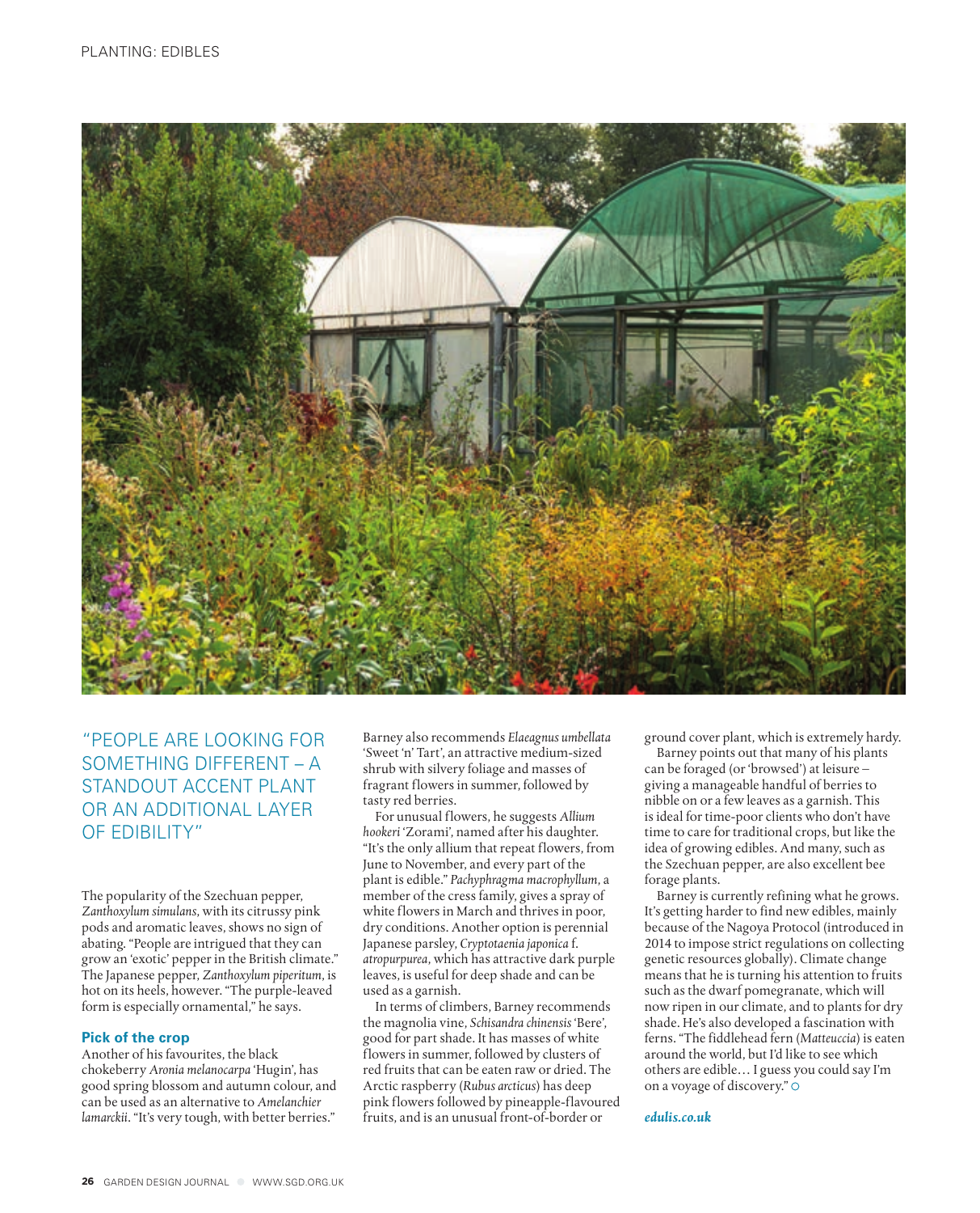"PEOPLE ARE LOOKING FOR SOMETHING DIFFERENT – A STANDOUT ACCENT PLANT OR AN ADDITIONAL LAYER OF EDIBILITY"

The popularity of the Szechuan pepper, *Zanthoxylum simulans*, with its citrussy pink pods and aromatic leaves, shows no sign of abating. "People are intrigued that they can grow an 'exotic' pepper in the British climate." The Japanese pepper, *Zanthoxylum piperitum*, is hot on its heels, however. "The purple-leaved form is especially ornamental," he says.

### Pick of the crop

Another of his favourites, the black chokeberry *Aronia melanocarpa* 'Hugin', has good spring blossom and autumn colour, and can be used as an alternative to *Amelanchier lamarckii*. "It's very tough, with better berries."

Barney also recommends *Elaeagnus umbellata* 'Sweet 'n' Tart', an attractive medium-sized shrub with silvery foliage and masses of fragrant flowers in summer, followed by tasty red berries.

For unusual flowers, he suggests *Allium hookeri* 'Zorami', named after his daughter. "It's the only allium that repeat flowers, from June to November, and every part of the plant is edible." *Pachyphragma macrophyllum*, a member of the cress family, gives a spray of white flowers in March and thrives in poor, dry conditions. Another option is perennial Japanese parsley, *Cryptotaenia japonica* f. *atropurpurea*, which has attractive dark purple leaves, is useful for deep shade and can be used as a garnish.

In terms of climbers, Barney recommends the magnolia vine, *Schisandra chinensis* 'Bere', good for part shade. It has masses of white flowers in summer, followed by clusters of red fruits that can be eaten raw or dried. The Arctic raspberry (*Rubus arcticus*) has deep pink flowers followed by pineapple-flavoured fruits, and is an unusual front-of-border or ground cover plant, which is extremely hardy.

Barney points out that many of his plants can be foraged (or 'browsed') at leisure – giving a manageable handful of berries to nibble on or a few leaves as a garnish. This is ideal for time-poor clients who don't have time to care for traditional crops, but like the idea of growing edibles. And many, such as the Szechuan pepper, are also excellent bee forage plants.

Barney is currently refining what he grows. It's getting harder to find new edibles, mainly because of the Nagoya Protocol (introduced in 2014 to impose strict regulations on collecting genetic resources globally). Climate change means that he is turning his attention to fruits such as the dwarf pomegranate, which will now ripen in our climate, and to plants for dry shade. He's also developed a fascination with ferns. "The fiddlehead fern (*Matteuccia*) is eaten around the world, but I'd like to see which others are edible… I guess you could say I'm on a voyage of discovery." ○

***edulis.co.uk***